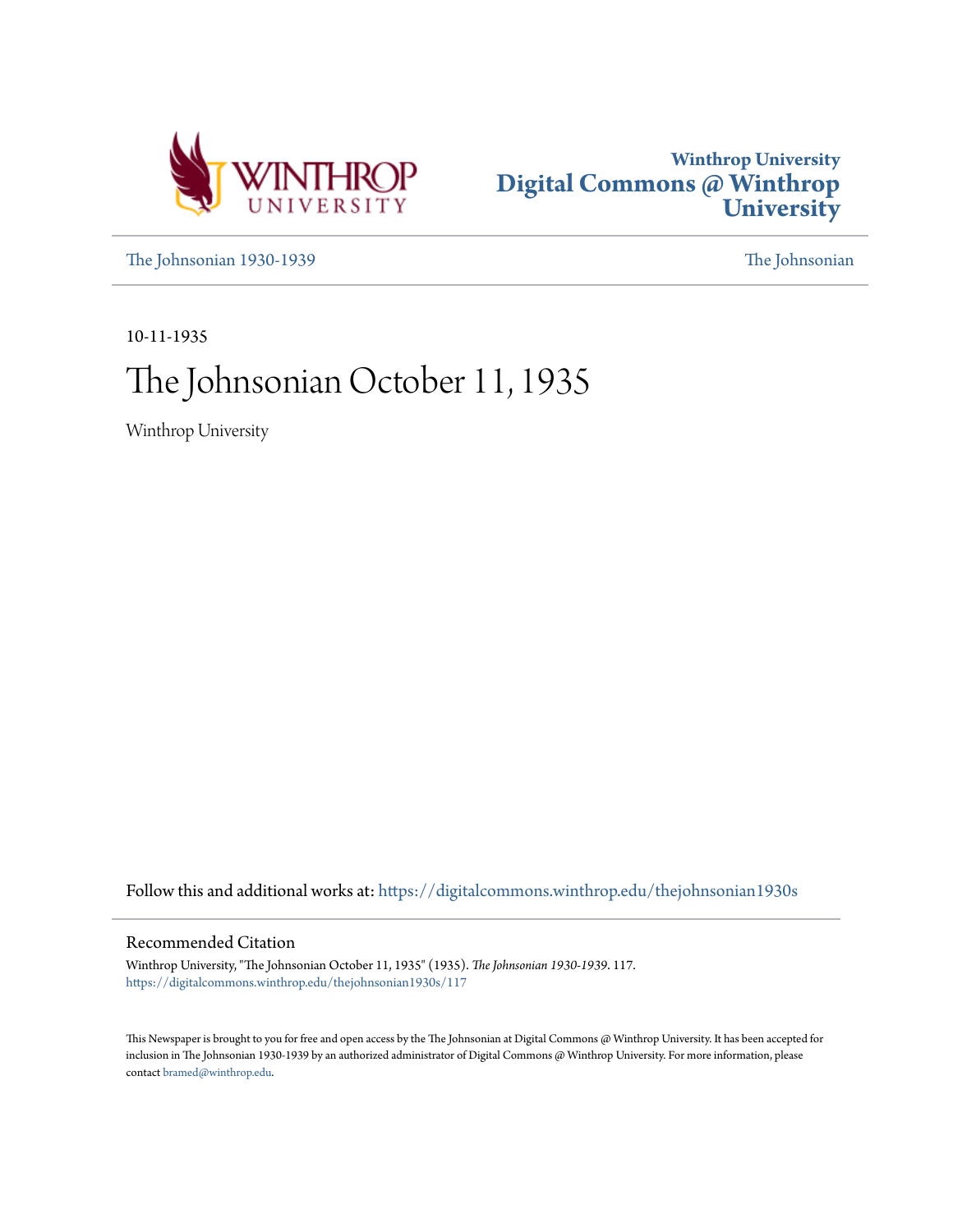Winthrop University
# Digital Commons @ Winthrop University

The Johnsonian 1930-1939 | The Johnsonian

10-11-1935

# The Johnsonian October 11, 1935

Winthrop University

Follow this and additional works at: https://digitalcommons.winthrop.edu/thejohnsonian1930s

## Recommended Citation

Winthrop University, "The Johnsonian October 11, 1935" (1935). *The Johnsonian 1930-1939*. 117.
https://digitalcommons.winthrop.edu/thejohnsonian1930s/117

This Newspaper is brought to you for free and open access by the The Johnsonian at Digital Commons @ Winthrop University. It has been accepted for inclusion in The Johnsonian 1930-1939 by an authorized administrator of Digital Commons @ Winthrop University. For more information, please contact bramed@winthrop.edu.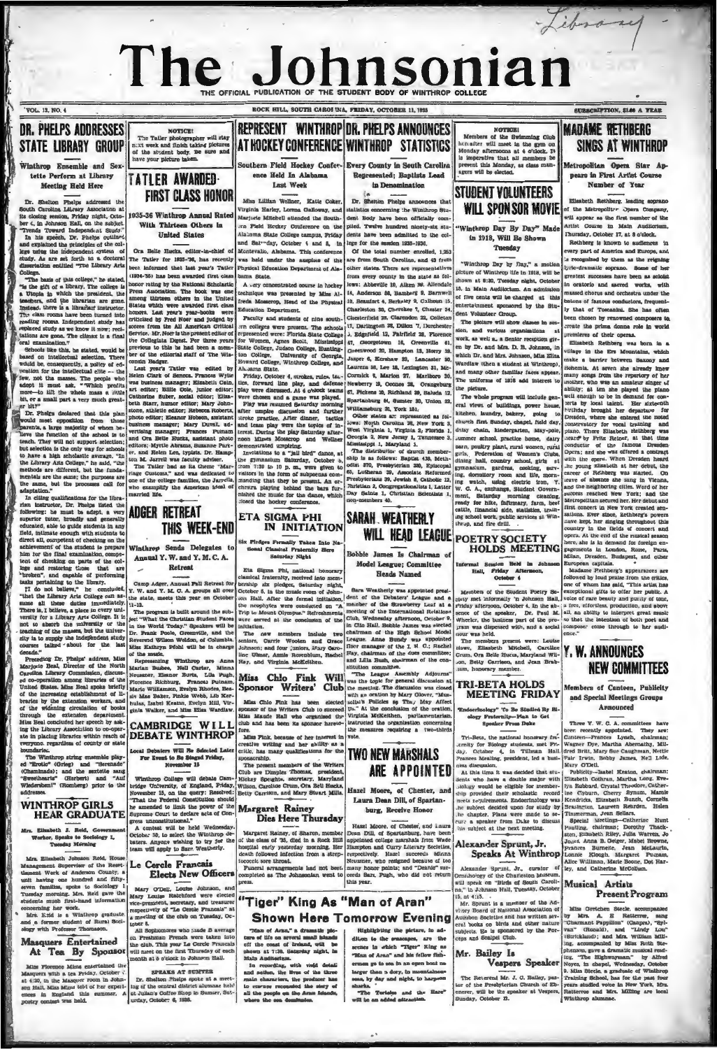# The Johnsonian

THE OFFICIAL PUBLICATION OF THE STUDENT BODY OF WINTHROP COLLEGE

VOL. 13, NO. 4 — ROCK HILL, SOUTH CAROLINA, FRIDAY, OCTOBER 11, 1935 — SUBSCRIPTION, $1.00 A YEAR

## DR. PHELPS ADDRESSES STATE LIBRARY GROUP

### Winthrop Ensemble and Sextette Perform at Library Meeting Held Here

Dr. Shelton Phelps addressed the South Carolina Library Association at its closing session, Friday night, October 4, in Johnson Hall, on the subject "Trends Toward Independent Study."

In his speech, Dr. Phelps outlined and explained the principles of the college using the independent system of study. As are set forth in a doctoral dissertation entitled "The Library Arts College."

"The basis of this college," he stated, "is the gift of a library. The college is a Utopia in which the president, the teachers, and the librarian are gone. Instead, there is a librarian instructor. The class rooms have been turned into reading rooms. Independent study has replaced study as we know it now; recitations are gone. The climax is a final oral examination."

Schools like this, he stated, would be based on intellectual selection. There would be, consequently, a policy of education for the intellectual elite — the few, not the masses. The people who adopt it must ask, "Which profits more—to lift the whole mass a little bit, or a small part a very much greater bit?"

Dr. Phelps declared that this plan would meet opposition from those parents, a large majority of whom believe the function of the school is to teach. They will not support selection; but selection is the only way for schools to have a high scholastic average. "In the Library Arts College," he said, "the methods are different, but the fundamentals are the same; the purposes are the same, but the processes call for adaptation."

In citing qualifications for the librarian instructor, Dr. Phelps listed the following: he must be adept, a very superior tutor, broadly and generally educated, able to guide students in any field, intimate enough with students to direct all, competent of checking on the achievement of the student to prepare him for the final examination, competent of checking on parts of the college and restoring those that are "broken", and capable of performing tasks pertaining to the library.

"I do not believe," he concluded, "that the Library Arts College can assume all these duties immediately. There is, I believe, a place in every university for a Library Arts College. It is not to absorb the university or the teaching of the masses, but the university is to supply the independent study courses talked about for the last decade."

Preceding Dr. Phelps' address, Miss Marjorie Beal, Director of the North Carolina Library Commission, discussed co-operation among libraries of the United States. Miss Beal spoke briefly of the increasing establishment of libraries by the extension workers, and of the widening circulation of books through the extension department. Miss Beal concluded her speech by asking the Library Association to co-operate in placing libraries within reach of everyone, regardless of county or state boundaries.

The Winthrop string ensemble played "Erotic" (Grieg) and "Serenade" (Chaminade); and the sextette sang "Sweethearts" (Herbert) and "Auf Wiedersehn" (Romberg) prior to the address.

## WINTHROP GIRLS HEAR GRADUATE

### Mrs. Elizabeth J. Reid, Government Worker, Speaks to Sociology I, Tuesday Morning

Mrs. Elizabeth Jones Reid, House Management Supervisor of the Resettlement Work of Anderson County, a unit having one hundred and fifty-seven families, spoke to Sociology I Tuesday morning. Mrs. Reid gave the students much first-hand information concerning her work.

Mrs. Reid is a Winthrop graduate and a former student of Rural Sociology with Professor Thomason.

## Masquers Entertained At Tea By Sponsor

Miss Florence Mims entertained the Masquers with a tea Friday, October 4, at 4:30, in the Masquer room in Johnson Hall. Miss Mims told of her experiences in England this summer. A poetry contest was held.

---

**NOTICE!**

The Tatler photographer will stay next week and finish taking pictures of the student body. Be sure and have your picture taken.

## TATLER AWARDED FIRST CLASS HONOR

### 1935-36 Winthrop Annual Rated With Thirteen Others in United States

Ora Belle Hucks, editor-in-chief of The Tatler for 1935-'36, has recently been informed that last year's Tatler (1934-'35) has been awarded first class honor rating by the National Scholastic Press Association. The book was one among thirteen others in the United States which were awarded first class honors. Last year's year-books were criticized by Fred Noer and judged by scores from the All American Critical Service. Mr. Noer is the present editor of the Collegiate Digest. For three years previous to this he had been a member of the editorial staff of The Wisconsin Badger.

Last year's Tatler was edited by Helen Clark of Seneca. Frances Wylie was business manager; Elizabeth Cain, art editor; Billie Cole, junior editor; Catherine Suber, social editor; Elizabeth Starr, humor editor; Mary Johnstone, athletic editor; Rebecca Roberts, photo editor; Eleanor Hobson, assistant business manager; Mary Duvall, advertising manager; Frances Putnam and Ora Belle Hucks, assistant photo editors; Myrtle Abrams, Suzanne Parker, and Helen Lee, typists. Dr. Hampton M. Jarrell was faculty adviser.

The Tatler had as its theme "Marriage Customs," and was dedicated to one of the college families, the Jarrells, who exemplify the American ideal of married life.

## ADGER RETREAT THIS WEEK-END

### Winthrop Sends Delegates to Annual Y. W. and Y. M. C. A. Retreat

Camp Adger, Annual Fall Retreat for Y. W. and Y. M. C. A. groups all over the state, meets this year on October 11-13.

The program is built around the subject "What the Christian Student Faces in the World Today." Speakers will be Dr. Frank Poole, Greenville, and the Reverend Wilson Weldon, of Columbia. Miss Kathryn Pfohl will be in charge of the music.

Representing Winthrop are Anna Marian Busbee, Nell Carter, Minna Neusner, Eleanor Burts, Lila Pugh, Florence Richburg, Frances Putnam, Marie Williamson, Evelyn Rhodes, Bessie Mae Baker, Pinkie Webb, Lib Karkulas, Isabel Keaton, Evelyn Hill, Virginia Walker, and Miss Eliza Wardlaw.

## CAMBRIDGE WILL DEBATE WINTHROP

### Local Debaters Will Be Selected Later For Event to Be Staged Friday, November 15

Winthrop College will debate Cambridge University, of England, Friday, November 15, on the query: Resolved: "That the Federal Constitution should be amended to limit the power of the Supreme Court to declare acts of Congress unconstitutional."

A contest will be held Wednesday, October 30, to select the Winthrop debaters. Anyone wishing to try for the team will apply to Sara Weatherly.

## Le Cercle Francais Elects New Officers

Mary O'Dell, Louise Johnson, and Mary Louise Ratchford were elected vice-president, secretary, and treasurer respectively of "Le Cercle Francais" at a meeting of the club on Tuesday, October 8.

All Sophomores who made B average on Freshman French were taken into the club. This year Le Cercle Francais will meet on the first Thursday of each month at 5 o'clock in Johnson Hall.

**SPEAKS AT SUMTER**

Dr. Shelton Phelps spoke at a meeting of the Sumter district alumnae held at Julian's Coffee Shop in Sumter, Saturday, October 5, 1935.

---

## REPRESENT WINTHROP AT HOCKEY CONFERENCE

### Southern Field Hockey Conference Held In Alabama Last Week

Miss Lillian Wellner, Katie Coker, Virginia Harley, Lorena Galloway, and Marjorie Mitchell attended the Southern Field Hockey Conference on the Alabama State College campus, Friday and Saturday, October 4 and 5, in Montevallo, Alabama. This conference was held under the auspices of the Physical Education Department of Alabama State.

A very concentrated course in hockey technique was presented by Miss Alfreda Mosscrop, Head of the Physical Education Department.

Faculty and students of nine southern colleges were present. The schools represented were: Florida State College for Women, Agnes Scott, Mississippi State College, Judson College, Huntington College, University of Georgia, Howard College, Winthrop College, and Alabama State.

Friday, October 4, strokes, rules, tactics, forward line play, and defense play were discussed. At 4 o'clock teams were chosen and a game was played.

Play was resumed Saturday morning after complete discussion and further stroke practice. After dinner, tactics and team play were the topics of interest. During the play Saturday afternoon Misses Mosscrop and Wellner demonstrated umpiring.

Invitations to a "jail bird" dance, at the gymnasium Saturday, October 5, from 7:30 to 10 p. m., were given to visitors in the form of subpoenas commanding that they be present. An orchestra playing behind the bars furnished the music for the dance, which closed the hockey conference.

## ETA SIGMA PHI IN INITIATION

### Six Pledges Formally Taken Into National Classical Fraternity Here Saturday Night

Eta Sigma Phi, national honorary classical fraternity, received into membership six pledges, Saturday night, October 5, in the music room of Johnson Hall. After the formal initiation, the neophytes were conducted on "A Trip to Mount Olympus." Refreshments were served at the conclusion of the initiation.

The new members include two seniors, Carrie Wooten and Grace Johnson; and four juniors, Mary Gordon Ulmer, Annie Rosenblum, Rachel Hay, and Virginia McKeithen.

## Miss Chlo Fink Will Sponsor Writers' Club

Miss Chlo Fink has been elected sponsor of the Writers Club to succeed Miss Maude Hall who organized the club and has been its sponsor heretofore.

Miss Fink, because of her interest in creative writing and her ability as a critic, has many qualifications for the sponsorship.

The present members of the Writers Club are Dimple Thomas, president, Mickey Speights, secretary, Maryland Wilson, Caroline Crum, Ora Bell Hucks, Betty Carrison, and Mary Stuart Mills.

## Margaret Rainey Dies Here Thursday

Margaret Rainey, of Sharon, member of the class of '36, died in a Rock Hill hospital early yesterday morning. Her death followed infection from a streptococcic sore throat.

Funeral arrangements had not been completed as The Johnsonian went to press.

---

## DR. PHELPS ANNOUNCES WINTHROP STATISTICS

### Every County in South Carolina Represented; Baptists Lead in Denomination

Dr. Shelton Phelps announces that statistics concerning the Winthrop Student Body have been officially compiled. Twelve hundred ninety-six students have been admitted to the college for the session 1935-1936.

Of the total number enrolled, 1,253 are from South Carolina, and 43 from other states. There are representatives from every county in the state as follows: Abbeville 10, Aiken 26, Allendale 14, Anderson 56, Bamberg 9, Barnwell 10, Beaufort 4, Berkeley 9, Calhoun 15, Charleston 30, Cherokee 7, Chester 34, Chesterfield 28, Clarendon 22, Colleton 17, Darlington 28, Dillon 7, Dorchester 5, Edgefield 12, Fairfield 28, Florence 47, Georgetown 16, Greenville 61, Greenwood 20, Hampton 13, Horry 22, Jasper 6, Kershaw 22, Lancaster 30, Laurens 36, Lee 18, Lexington 31, McCormick 8, Marion 27, Marlboro 20, Newberry 19, Oconee 23, Orangeburg 67, Pickens 22, Richland 30, Saluda 12, Spartanburg 64, Sumter 30, Union 22, Williamsburg 32, York 151.

Other states are represented as follows: North Carolina 26, New York 3, West Virginia 1, Virginia 3, Florida 1, Georgia 2, New Jersey 1, Tennessee 3, Mississippi 1, Maryland 1.

The distribution of church membership is as follows: Baptist 438, Methodist 370, Presbyterian 230, Episcopal 65, Lutheran 39, Associate Reformed Presbyterian 39, Jewish 8, Catholic 12, Christian 2, Congregationalist 1, Latter Day Saints 1, Christian Scientists 1, non-members 40.

## SARAH WEATHERLY WILL HEAD LEAGUE

### Bobbie James Is Chairman of Model League; Committee Heads Named

Sara Weatherly was appointed president of the Debaters' League and a member of the Strawberry Leaf at a meeting of the International Relations Club, Wednesday afternoon, October 9, in Clio Hall. Bobbie James was elected chairman of the High School Model League. Anne Bundy was appointed floor manager of the I. R. C.; Rachel Hay, chairman of the data committee; and Lilla Bush, chairman of the constitution committee.

"The League Assembly Adjourns" was the topic for general discussion at the meeting. The discussion was closed with an oration by Mary Glover, "Mussolini's Policies as They May Affect Us." At the conclusion of the oration, Virginia McKeithen, parliamentarian, instructed the organization concerning the measures requiring a two-thirds vote.

## TWO NEW MARSHALS ARE APPOINTED

### Hazel Moore, of Chester, and Laura Dean Dill, of Spartanburg, Receive Honor

Hazel Moore, of Chester, and Laura Dean Dill, of Spartanburg, have been appointed college marshals from Wade Hampton and Curry Literary Societies, respectively. Hazel succeeds Minna Neusner, who resigned because of too many honor points; and "Deanie" succeeds Lila Pugh, who did not return this year.

## "Tiger" King As "Man of Aran" Shown Here Tomorrow Evening

"Man of Aran," a dramatic picture of the men of several small islands off the coast of Ireland, will be shown at 7:30, Saturday night, in Main Auditorium.

In recording, with vivid detail and action, the lives of the three main characters, the producer has in carrying recorded the story of all the people on the Aran Islands, where the sea dominates.

Highlighting the picture, in addition to the seascapes, are the scenes in which "Tiger" King as "Man of Aran" and his fellow fishermen go to sea in an open boat no larger than a dory, to mountainous seas, by day and night, to harpoon sharks.

"The Tortoise and the Hare" will be an added attraction.

---

**NOTICE!**

Members of the Swimming Club hereafter will meet in the gym on Monday afternoons at 4 o'clock. It is imperative that all members be present this Monday, as class managers will be elected.

## STUDENT VOLUNTEERS WILL SPONSOR MOVIE

### "Winthrop Day By Day" Made in 1918, Will Be Shown Tuesday

"Winthrop Day by Day," a motion picture of Winthrop life in 1918, will be shown at 8:30, Tuesday night, October 15, in Main Auditorium. An admission of five cents will be charged at this entertainment sponsored by the Student Volunteer Group.

The picture will show classes in session, and various organizations at work as well as a senior reception given by Dr. and Mrs. D. B. Johnson, in which Dr. and Mrs. Johnson, Miss Eliza Wardlaw (then a student at Winthrop), and many other familiar faces appear. The uniforms of 1918 add interest to the picture.

The whole program will include general views of buildings, power house, kitchen, laundry, bakery, going to church first Sunday, chapel, field day, dairy chain, kindergarten, May-pole, summer school, practice home, dairy barn, poultry plant, rural women, rural girls, Federation of Women's Clubs, dining hall, country school, girls at gymnasium, gardens, cooking, serving, dormitory room and life, morning watch, using electric iron, Y. W. C. A., exchange, Student Government, Saturday morning cleaning, ready for hike, infirmary, farm, beef cattle, financial side, statistics, training school work, public services at Winthrop, and fire drill.

## POETRY SOCIETY HOLDS MEETING

### Informal Session Held in Johnson Hall, Friday Afternoon, October 4

Members of the Student Poetry Society met informally in Johnson Hall, Friday afternoon, October 4. In the absence of the speaker, Dr. Paul M. Wheeler, the business part of the program was dispensed with, and a social hour was held.

The members present were: Louise Howe, Elizabeth Mitchell, Caroline Crum, Ora Belle Hucks, Maryland Wilson, Betty Carrison, and Jean Brabham, honorary member.

## TRI-BETA HOLDS MEETING FRIDAY

### "Endocrinology" To Be Studied By Biology Fraternity—Plan to Get Speaker From Duke

Tri-Beta, the national honorary fraternity for Biology students, met Friday, October 4, in Tillman. Frances Mealing, president, led a business discussion.

At this time it was decided that students who have a double major with biology would be eligible for membership provided their scholastic record meets requirements. Endocrinology was the subject decided upon for study by the chapter. Plans were made to secure a speaker from Duke to discuss this subject at the next meeting.

## Alexander Sprunt, Jr. Speaks At Winthrop

Alexander Sprunt, Jr., curator of Ornithology of the Charleston Museum, will speak on "Birds of South Carolina," in Johnson Hall, Tuesday, October 15, at 4:15.

Mr. Sprunt is a member of the Advisory Board of National Association of Audubon Societies and has written several books on birds and other nature subjects. He is sponsored by the Porceps and Scalpel Club.

## Mr. Bailey Is Vespers Speaker

The Reverend Mr. J. O. Bailey, pastor of the Presbyterian Church of Ebenezer, will be the speaker at Vespers, Sunday, October 13.

---

## MADAME RETHBERG SINGS AT WINTHROP

### Metropolitan Opera Star Appears in First Artist Course Number of Year

Elisabeth Rethberg, leading soprano of the Metropolitan Opera Company, will appear as the first number of the Artist Course in Main Auditorium, Thursday, October 17, at 8 o'clock.

Rethberg is known to audiences in every part of America and Europe, and is recognized by them as the reigning lyric-dramatic soprano. Some of her greatest successes have been as soloist in oratorio and sacred works, with massed chorus and orchestra under the batons of famous conductors, frequently that of Toscanini. She has often been chosen by renowned composers to create the prima donna role in world premieres of their operas.

Elisabeth Rethberg was born in a village in the Erz Mountains, which make a barrier between Saxony and Bohemia. At seven she already knew many songs from the repertory of her mother, who was an amateur singer of ability; at ten she played the piano well enough to be in demand for concerts by local talent. Her sixteenth birthday brought her departure for Dresden, where she entered the noted conservatory for vocal training and piano. There Elisabeth Rethberg was heard by Fritz Reiner, at that time conductor of the famous Dresden Opera; and she was offered a contract with the opera. When Dresden heard the young Elisabeth at her debut, the career of Rethberg was started. On leave of absence she sang in Vienna, and the neighboring cities. Word of her success reached New York; and the Metropolitan secured her. Her debut and first concert in New York created sensations. Ever since, Rethberg's powers have kept her singing throughout this country in the fields of concert and opera. At the end of the musical season here, she is in demand for foreign engagements in London, Rome, Paris, Milan, Dresden, Budapest, and other European capitals.

Madame Rethberg's appearances are followed by loud praise from the critics, one of whom has said, "This artist has exceptional gifts to offer her public. A voice of rare beauty and purity of tone, a fine, effortless, production, and above all, an ability to interpret great music so that the intention of both poet and composer come through to her audience."

## Y. W. ANNOUNCES NEW COMMITTEES

### Members of Canteen, Publicity and Special Meetings Groups Announced

Three Y. W. C. A. committees have been recently appointed. They are: Canteen—Frances Lynch, chairman; Wagner Dye, Martha Abernathy, Mildred Britt, Mary Sue Caughman, Nettie Fair Irwin, Bobby James, Nell Lide, Mary O'Dell.

Publicity—Isabel Keaton, chairman; Elizabeth Colthan, Martha Long, Evelyn Hubbard, Crystal Theodore, Catherine Cyburn, Cherry Bynum, Mamie Kendrick, Elizabeth Bunch, Cornelia Brasington, Laureen Reardon, Helen Timmerman, Jean Sellars.

Special Meetings—Catherine Hunt Paulling, chairman; Dorothy Thackston, Elizabeth Riley, Julia Warren, Jo Jones, Anna B. Geiger, Mabel Browne, Frances Burnette, Jean McLaurin, Lonnie Keough, Margaret Putnam, Alice Williman, Marie Boone, Dot Harley, and Catherine McCollum.

## Musical Artists Present Program

Miss Gretchen Steele, accompanied by Mrs. A. E. Ratterree, sang "Charmant Papillion" (Campra), "Sylvan" (Ronald), and "Lindy Lou" (Strickland); and Mrs. William Milling, accompanied by Miss Ruth Stephenson, gave a dramatic musical reading, "The Highwayman," by Alfred Noyes, in chapel, Wednesday, October 9. Miss Steele, a graduate of Winthrop Training School, has for the past four years studied voice in New York. Mrs. Ratterree and Mrs. Milling are local Winthrop alumnae.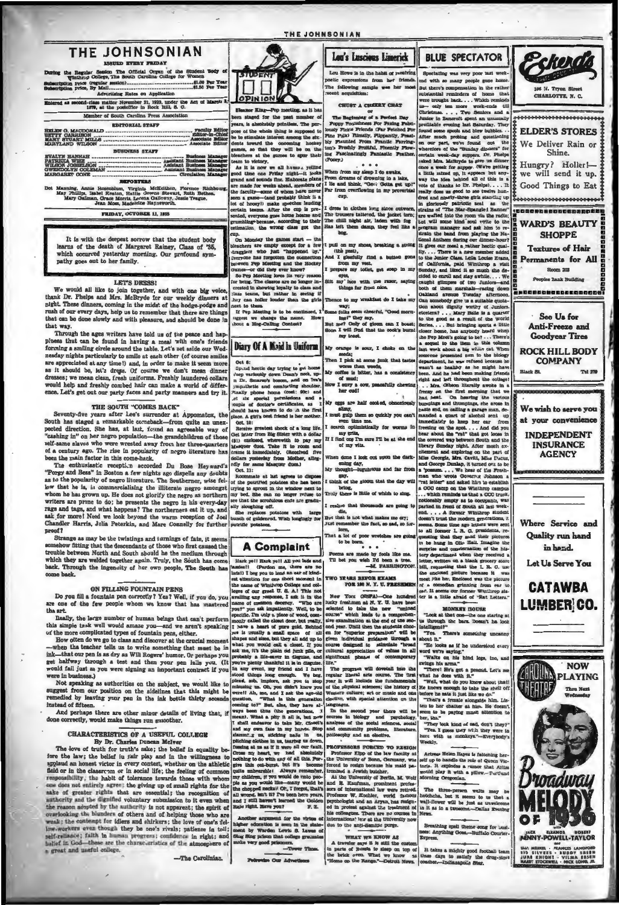# THE JOHNSONIAN

ISSUED EVERY FRIDAY

During the Regular Session The Official Organ of the Student Body of Winthrop College, The South Carolina College for Women

Subscription Price (regular session) ............ $1.00 Per Year
Subscription Price, By Mail ............ $1.50 Per Year

Advertising Rates on Application

Entered as second-class matter November 21, 1923, under the Act of March 3, 1879, at the postoffice in Rock Hill, S. C.

Member of South Carolina Press Association

## EDITORIAL STAFF

HELEN G. MACDONALD ............ Faculty Editor
BETTY CARRISON ............ Editor-in-Chief
MARY STUART MILLS ............ Associate Editor
MARYLAND WILSON ............ Associate Editor

## BUSINESS STAFF

EVALYN HANNAH ............ Business Manager
PATRICIA WEBB ............ Assistant Business Manager
WILSON JOSSELSON ............ Assistant Business Manager
GWENDOLYN COLEMAN ............ Assistant Business Manager
MARGARET CONE ............ Circulation Manager

## REPORTERS

Dot Manning, Annie Rosenblum, Virginia McKeithen, Florence Richbourg, May Phillips, Isabel Keaton, Hattie Greene Stewart, Ruth Bethea, Mary Gallman, Grace Morris, Lorena Galloway, Jessie Teague, Jean Moss, Madeleine Haynsworth.

FRIDAY, OCTOBER 11, 1935

It is with the deepest sorrow that the student body learns of the death of Margaret Rainey, Class of '35, which occurred yesterday morning. Our profound sympathy goes out to her family.

## LET'S DRESS!

We would all like to join together, and with one big voice, thank Dr. Phelps and Mrs. McBryde for our weekly dinners at night. These dinners, coming in the midst of the hodge-podge and rush of our every days, help us to remember that there are things that can be done slowly and with pleasure, and should be done in that way.

Through the ages writers have told us of the peace and happiness that can be found in having a meal with one's friends forming a smiling circle around the table. Let's set aside our Wednesday nights particularly to smile at each other (of course smiles are appreciated at any time!) and, in order to make it seem more as it should be, let's dress. Of course we don't mean dinner dresses; we mean clean, fresh uniforms. Freshly laundered collars would help and freshly combed hair can make a world of difference. Let's get out our party faces and party manners and try it.

## THE SOUTH "COMES BACK"

Seventy-five years after Lee's surrender at Appomattox, the South has staged a remarkable comeback—from quite an unexpected direction. She has, at last, found an agreeable way of "cashing in" on her negro population—the grandchildren of those self-same slaves who were wrested away from her three-quarters of a century ago. The rise in popularity of negro literature has been the main factor in this come-back.

The enthusiastic reception accorded Du Bose Heyward's "Porgy and Bess" in Boston a few nights ago dispells any doubts as to the popularity of negro literature. The Southerner, wise fellow that he is, is commercialising the illiterate negro amongst whom he has grown up. He does not glorify the negro as northern writers are prone to do; he presents the negro in his every-day rags and tags, and what happens? The northerners eat it up, and ask for more! Need we look beyond the warm reception of Joel Chandler Harris, Julia Peterkin, and Marc Connelly for further proof?

Strange as may be the twistings and turnings of fate, it seems somehow fitting that the descendants of those who first caused the trouble between North and South should be the medium through which they are welded together again. Truly, the South has come back. Through the ingenuity of her own people, The South has come back.

## ON FILLING FOUNTAIN PENS

Do you fill a fountain pen correctly? Yes? Well, if you do, you are one of the few people whom we know that has mastered the art.

Really, the large number of human beings that can't perform this simple task well would amaze you—and we aren't speaking of the more complicated types of fountain pens, either.

How often do we go to class and discover at the crucial moment—when the teacher tells us to write something that must be in ink—that our pen is as dry as Will Rogers' humor. Or perhaps you get halfway through a test and then your pen fails you. (It would fail just as you were signing an important contract if you were in business.)

Not speaking as authorities on the subject, we would like to suggest from our position on the sidelines that this might be remedied by leaving your pen in the ink bottle thirty seconds instead of fifteen.

And perhaps there are other minor details of living that, if done correctly, would make things run smoother.

## CHARACTERISTICS OF A USEFUL COLLEGE

By Dr. Charles Duncan McIver

The love of truth for truth's sake; the belief in equality before the law; the belief in fair play and in the willingness to applaud an honest victor in every contest, whether on the athletic field or in the classroom or in social life; the feeling of common responsibility; the habit of tolerance towards those with whom one does not entirely agree; the giving up of small rights for the sake of greater rights that are essential; the recognition of authority and the dignified voluntary submission to it even when the reason adopted by the authority is not apparent; the spirit of overlooking the blunders of others and of helping those who are weak; the contempt for idlers and shirkers; the love of one's fellow-workers even though they be one's rivals; patience in toil; self-reliance; faith in human progress; confidence in right; and belief in God—these are the characteristics of the atmosphere of a great and useful college.

—The Carolinian.

---

## STUDENT OPINION

Eleanor King—Pep meeting, as it has been staged for the past number of years, is absolutely pointless. The purpose of the whole thing is supposed to be to stimulate interest among the students toward the oncoming hockey games, so that they will be on the bleachers at the games to spur their team to victory.

As it is now we all have a yelling good time one Friday night—it looks grand and sounds fine. Elaborate plans are made for weeks ahead, members of the faculty—some of whom have never seen a game—(and probably think it a lot of hooey!) make speeches lauding certain teams. After the cup is presented, everyone goes home hoarse and grumbling because, according to their estimation, the wrong class got the cup.

On Monday the games start — the bleachers are empty except for a few stragglers who just "happened by." Everyone has forgotten the connection between Pep Meeting and the Hockey Games—or did they ever know?

So Pep Meeting loses its very reason for being. The classes are no longer interested in showing loyalty to class and class teams, but rather in seeing if they can holler louder than the girls next to them.

If Pep Meeting is to be continued, I suggest we change the name. How about a Hog-Calling Contest?

## Diary Of A Maid In Uniform

Oct 8:

Spend hectic day trying to get home. Jeep variously down Dean's neck, up in Dr. Sonnen's bosom, and on Ye's sympathetic and comforting shoulder. Finally phone home (cost: 30c) and get six special permissions and a couple of doctor's certificates, as I should have known to do in the first place. A girl's best friend is her mother.

Oct. 10:

Receive greatest shock of a long life. Get letter from Big Sister with a dollar ($1) enclosed, wherewith to pay my Masquer dues. Take it to room and frame it immediately. (Received five dollars yesterday from Mother, allegedly for same Masquer dues.)

Oct. 11:

Roommate at last agrees to dispose of the petrified potatoes she has been trying to sprout in the window next to my bed. She can no longer refuse to see that the scrofulous ends are gradually sloughing off.

She replaces potatoes with large bunch of goldenrod. Wish longingly for putrid potatoes.

## A Complaint

Hark ye!! Hark ye!! All you lads and lassies!! (Pardon me, there are no lads!) I beg you to lend an ear of kindest attention for one short moment in the name of Winthrop College and colleges of our great U. S. A.! This not awaiting any response, I ask it in the name of common decency. "Who are you?" you ask impatiently. Well, to be specific, I'm only a piece of wood, commonly called the closet door, but really, I have a heart of pure gold. Behind me is usually a small room of various shapes and sizes, but they all add up to what you would call a closet. If you ask me, it's the plain old junk pile, or probably a life-saver in disguise, but you're plenty thankful it is in disguise.

In any event, my friend and I have stood things long enough. We beg, plead, sob, implore, ask you to stop misusing us. Oh, you didn't know you were!! Ah, me, and I ask the age-old question, "What is this generation coming to?" But, alas, they have always been thus (the generations, I mean). What a pity it all is, but now I shall endeavor to take Mr. Closet's and my own fate in my hands. Stop slamming us, sticking nails in us, pitching aprons in us, tearing us down, fussing at us as if it were all our fault. Cross my heart, we had absolutely nothing to do with any of all this. Forgive this out-burst, but it's become quite unbearable! Always remember, my children, if you would do unto people as you would like—many would be the chopped necks!! Or, I forget, that's all wrong, isn't it? I've been here years, and I still haven't learned the Golden Rule right. Have you?

F. Z.

Another argument for the virtue of higher education is seen in the statement by Warden Lewis E. Lawes of Sing Sing prison that college graduates make very good prisoners.

—Tower Times.

Patronize Our Advertisers

---

## Lou's Luscious Limerick

Lou Howe is in the habit of receiving poetic expressions from her friends. The following sample was her most recent acquisition:

### CHUST A CHIZZY CHAT

or

The Beginning of a Perfect Day

Poppy Poufishness For Fexing Fabulously Fickle Friends (Far Fetched For Fine Folk) Flimsily, Flippantly, Freakily Fluttered From Francis Farrington's Freshly Fruitful, Fluently Flowing Fascinatingly Fantastic Feather. (Poozy.)

\* \* \*

When from my sleep I do awake,
From dreams of drowning in a lake,
I lie and think, "Gee! Gotta get up!"
Far from overflowing is my proverbial cup.

I dress in clothes long since outworn,
The trousers tattered, the jacket torn;
The chill night air, laden with fog
Has left them damp, they feel like a bog.

I pull on my shoes, breaking a string
(the pest),
And I gleefully find a button gone
from my vest.
I prepare my toilet, get soap in my
eyes,
Slit my face with the razor, saying
things far from nice.

Thence to my breakfast do I take my
way;
Some folks seem cheerful, "Good morning!" they say.
But me? Only of gloom can I boast;
Soon I will find that the cook's burnt
my toast.

My orange is sour, I choke on the
seeds;
Then I pick at some junk that tastes
worse than weeds.
My coffee is bitter, has a consistency
of mud;
Now I envy a cow, peacefully chewing
her cud!

My eggs are half cooked, obnoxiously
slimy,
I must gulp them so quickly you can't
even time me.
I search optimistically for worms in
my grits,
If I find one I'm sure I'll be at the end
of my wits.

When come I look out upon the darkening day,
My thoughts—lugubrious and far from
gay.
I think of the gloom that the day will
bring,
Truly there is little of which to sing.

I realize that thousands are going to
die,
But that is not what makes me cry;
Just remember the fact, so sad, so forlorn,
That a lot of poor wretches are going
to be born.

\* \* \*

Poems are made by fools like me.
I'll bet you wish I'd been a tree.

—M. FARRINGTON.

### TWO YEARS BEFORE EXAMS FOR 100 N. Y. U. FRESHMEN

New York (NSFA)—One hundred lucky freshmen at N. Y. U. have been selected to take the new "unitized course" which leads to a comprehensive examination at the end of the second year. Until then the students chosen for "superior preparation" will be given individual guidance through courses designed to stimulate "broad cultural appreciation of values in all significant phases of contemporary life."

The program will dovetail into the regular liberal arts course. The first year it will include the fundamentals of the physical sciences; the history of Western culture; art or music and one elective, with special attention on the languages.

In the second year there will be courses in biology and psychology, analyses of the social science, social and community problems, literature, philosophy and an elective.

### PROFESSORS FORCED TO RESIGN

Professor Kipp of the law faculty at the University of Bonn, Germany, was forced to resign because his maid patronized a Jewish butcher.

At the University of Berlin, M. Wolf and E. Kaufman, prominent professors of international law were retired. Professor W. Koehler, world famous psychologist and an Aryan, has resigned in protest against the treatment of his colleagues. There are no courses in international law at the University now due to the anti-Semitic purge.

### WHAT WE KNOW AS

A traveler says it is still the custom in parts of Russia to sleep on top of the brick oven. What we know as "Home on the Range."—Detroit News.

---

## BLUE SPECTATOR

Spectating was very poor last week—and with so many people gone home. But there's compensation in the rather substantial reminders of home that were brought back. . . . Which reminds us— only ten more week-ends till Christmas. . . . Two Seniors and a Junior in Bancroft spent an unusually profitable evening last Saturday. They found some spools and blew bubbles. . . After much probing and questioning on our part, we've found out the wherefore of the "Sunday dinners" for certain week-day suppers. Dr. Phelps asked Mrs. McBryde to give us dinner once a week for supper. (We're getting a little mixed up, it appears but anyway the idea behind all of this is a vote of thanks to Dr. Phelps) . . . It really does us good to see twelve hundred and ninety-three girls standing up in gloriously patriotic zeal as the strains of "The Star-Spangled Banner" are wafted into the room via the radio; but will some kind soul write to the program manager and ask him to restrain the band from playing the National Anthem during our dinner-hour? It gives our meal a rather hectic quality. . . There is a new member added to the Junior Class. Lelia Louise Evans, of California, paid Winthrop a visit Sunday, and liked it so much she decided to enroll and stay awhile. . . We caught glimpses of two Juniors—and both of them marshals—racing down Oakland avenue Tuesday afternoon. Can somebody give us a suitable quotation about dignity worthy of Juniors, etcetera? . . Mary Baile is a quarter to the good as a result of the world Series. . . But bringing sports a little closer home, has anybody heard when the Pep Meet's going to be? . . There's a sequel to the item in this column last week about a big white cat. When someone presented same to the biology department, he was refused because he wasn't as healthy as he might have been. And he had been making friends right and left throughout the college! . . Mrs. Gibson literally awoke in a frenzy on the first morning that we had heat. On hearing the various bumpings and thumpings, the noise in battle and, on calling a garage man, demanded a quart of alcohol sent up immediately to keep her car from freezing on the spot. . . And did you hear about the "rat" that got loose in the covered way between South and the library Sunday night. After much excitement and exploring on the part of Miss Georgia, Mrs. Cavitt, Miss Dacus, and George Dunlap, it turned out to be a 'possum. . . We hear of the Freshman who wrote Governor Johnson a "rat letter" and asked him to establish a CCC camp on the Winthrop campus . . . which reminds us that a CCC truck, noticeably empty as to occupants, was parked in front of South all last week-end. . . . A former Winthrop student doesn't trust the modern generations, it seems. Some time ago letters were sent to all former L. S. G. presidents, requesting that they send their pictures to be hung in Old Hall. Imagine the surprise and consternation of the history department when they received a letter, written on a blank grocery store bill, requesting that the L. S. G. use the enclosed picture because it was most like her. Enclosed was the picture of a comedian grinning from ear to ear. It seems our former Winthrop sister is a little afraid of "Rat Letters."

### MONKEY HOUSE

"Look at that one—the one staring at us through the bars. Doesn't he look intelligent?"

"Yes. There's something uncanny about it."

"He looks as if he understood every word we're saying."

"Walks on his hind legs, too, and swings his arms."

"There! He's got a peanut. Let's see what he does with it."

"Well, what do you know about that! He knows enough to take the shell off before he eats it just like we do."

"That's a female alongside him. Listen to her chatter at him. He doesn't seem to be paying much attention to her, tho."

"They look kind of sad, don't they?"

"Yes. I guess they wish they were in here with us monkeys."—Everybody's Weekly.

Actress Helen Hayes is fattening herself up to handle the role of Queen Victoria. It explodes a rumor that Ayliss would play it with a pillow.—Portland Morning Oregonian.

The three-person waltz may be hotcha, but it seems to us that a wall-flower will be just as unwelcome in it as in a twosome.—Dallas Evening News.

Breathing spell theme song for business: Anything Goes.—Buffalo Courier-Express.

It takes a mighty good football team these days to satisfy the drug-store coaches.—Indianapolis Star.

---

**Efird's**
106 N. Tryon Street
CHARLOTTE, N. C.

**ELDER'S STORES**
We Deliver Rain or Shine.
Hungry? Holler!—we will send it up.
Good Things to Eat

**WARD'S BEAUTY SHOPPE**
Textures of Hair
Permanents for All
Room 203
Peoples Bank Building

See Us for
Anti-Freeze and
Goodyear Tires

**ROCK HILL BODY COMPANY**
Black St. Tel 270

We wish to serve you at your convenience

**INDEPENDENT INSURANCE AGENCY**

Where Service and Quality run hand in hand.

Let Us Serve You

**CATAWBA LUMBER CO.**

**CAROLINA THEATRE**
NOW PLAYING
Thru Next Wednesday

**Broadway MELODY OF 1936**

JACK BENNY · ELEANOR POWELL · ROBERT TAYLOR
UNA MERKEL · FRANCES LANGFORD · SID SILVERS · BUDDY EBSEN · JUNE KNIGHT · VILMA EBSEN · HARRY STOCKWELL · NICK LONG, JR.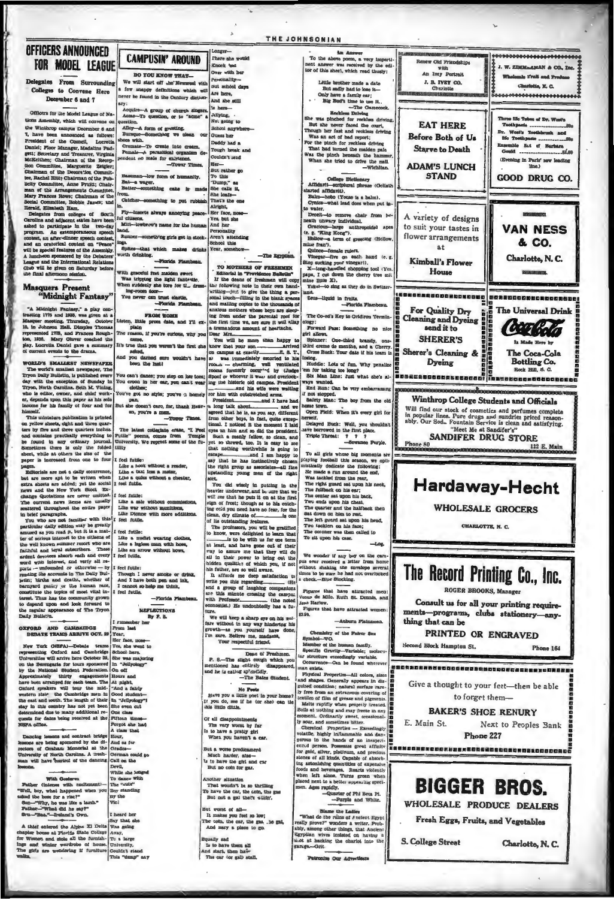# OFFICERS ANNOUNCED FOR MODEL LEAGUE

**Delegates From Surrounding Colleges to Convene Here December 6 and 7**

Officers for the Model League of Nations Assembly, which will convene on the Winthrop campus December 6 and 7, have been announced as follows: President of the Council, Lucretia Daniel; Floor Manager, Madaline Padgett; Secretary and Treasurer, Virginia McKeithen; Chairman of the Reception Committee, Marguerite Zeigler; Chairman of the Decoration Committee, Rachel Hill; Chairman of the Publicity Committee, Anne Pruitt; Chairman of the Arrangements Committee, Mary Frances Rowe; Chairman of the Social Committee, Bobbie James; and Herald, Elizabeth Ham.

Delegates from colleges of South Carolina and adjacent states have been asked to participate in the two-day program. An extemporaneous speech contest, an after-dinner speech contest, and an oratorical contest on "Peace" will be special features of the Assembly. A luncheon sponsored by the Debaters' League and the International Relations Club will be given on Saturday before the final afternoon session.

## Masquers Present "Midnight Fantasy"

"A Midnight Fantasy," a play contrasting 1775 and 1935, was given at a Masquer meeting, Thursday, October 10, in Johnson Hall. Dimples Thomas represented 1775, and Frances Broughton, 1935. Mary Glover coached the play. Lucretia Daniel gave a summary of current events to the drama.

## WORLD'S SMALLEST NEWSPAPER

The world's smallest newspaper, The Tryon Daily Bulletin, is published every day with the exception of Sunday in Tryon, North Carolina. Seth M. Vining, who is editor, owner, and chief worker, depends upon this paper as his sole income for his family of four and for himself.

This miniature publication is printed on yellow sheets, eight and three quarters by five and three quarters inches, and contains practically everything to be found in any ordinary journal. Sometimes there is only the folded sheet, while at others the size of the paper is increased from one to four pages.

Editorials are not a daily occurrence, but are more apt to be written when extra sheets are added; yet the social news and the New York Stock Exchange Quotations are never omitted. The current news items are usually scattered throughout the entire paper in brief paragraphs.

You who are not familiar with this particular daily edition may be greatly amused as you read it, but it is a matter of serious interest to the citizens of the well known summer resort who are faithful and loyal subscribers. These ardent devotees absorb each and every word with interest, and verily all reports — unfounded or otherwise — by reading the accounts in The Daily Bulletin; births and deaths, whether of barnyard poultry or the human race, constitute the topics of most vital interest. Thus has the community grown to depend upon and look forward to the regular appearance of The Tryon Daily Bulletin.

## OXFORD AND CAMBRIDGE DEBATE TEAMS ARRIVE OCT. 29

New York (NSFA)—Debate teams representing Oxford and Cambridge Universities will arrive here October 29, on the Berengaria for tours sponsored by the National Student Federation. Approximately thirty engagements have been arranged for each team. The Oxford speakers will tour the midwestern states while the Cambridge men will debate in the east and south. The length of their stay in this country has not yet been determined due to many additional requests for dates being received at the NSFA office.

Dancing lessons and contract bridge lessons are being sponsored by the directors of Graham Memorial at the University of North Carolina. A freshman will have control of the dancing lessons.

---

**With Gestures**

Father (intense with excitement)—"Well, boy, what happened when you asked the boss for a raise?"

Son—"Why, he was like a lamb."

Father—"What did he say?"

Son—"Baa."—Ireland's Own.

---

A thief entered the Alpha Xi Delta chapter house at Florida State College for Women and stole all the furnishings and winter wardrobe of house. The girls are wondering if furniture walks.

# CAMPUSIN' AROUND

**DO YOU KNOW THAT—**

We will start off Jas' Newsreel with a few snappy definitions which will never be found in the Century dictionary:

Acquire—A group of church singers.

Acme—To question, or to "acme" a question.

Alloy—A form of greeting.

Burlesque—Something we clean our shoes with.

Cremate—To create into cream.

Female—A parasitical organism dependent on male for existence.

—Tower Times.

Baseman—low form of humanity.

Bat—a wager.

Batter—something cake is made from.

Catcher—something to put rubbish in.

Fly—insects always annoying peaceful citizens.

Mitt—lowbrow's name for the human hand.

Runner—something girls get in stockings.

Sphere—that which makes drinks worth drinking.

—Florida Flambeau.

---

With graceful feet maiden sweet
Was tripping the light fantastic,
When suddenly she tore for the dressing-room door—
You never can trust elastic.

—Florida Flambeau.

---

**FROM HOME**

Listen, little prom date, and I'll explain
The reason, if you're curious, why you came.
It's true that you weren't the first she asked,
And you darned sure wouldn't have been the last!

You can't dance; you step on her toes;
You croon in her ear, you can't wear clothes;
You've got no style; you've a homely pan,
But she doesn't care, for, thank Heaven, you're a man.

—Tower Times.

---

The latest collegiate craze, "I Feel Futile" poems, comes from Temple University. We reprint some of the futility.

I feel futile:
Like a book without a reader,
Like a taxi less a meter,
Like a quiz without a cheater,
I feel futile.

I feel futile:
Like a sale without commissions,
Like war without munitions,
Like Dionne with more additions.
I feel futile.

I feel futile:
Like a nudist wearing clothes,
Like a legless man with bows,
Like an arrow without bows,
I feel futile.

I feel futile:
Though I never smoke or drink,
And I have both pen and ink,
I cannot so help me think,
I feel futile.

—Florida Flambeau.

---

**REFLECTIONS**

By F. S.

I remember her
From last
Year,
Her face, nose—
Yes, she went to
School here.
She was majoring
In "Jellyology"
On off
Hours and
At night,
"And a fairly
Good student—
In "Jellyology"!
She even cut
One class
Fifteen times—
Forgot she had
A class that
Hour,
And as for
Grades—
German could go
Call on the
Devil,
While she longed
To dance with
The "cute"
Boy standing
By the
Vic!

I heard her
Say that she
Was going
Away,
To a large
University,
Couldn't stand
This "dump" any
Longer—
There she would
Knock 'em
Over with her
Personality—
Out school days
Are here,
And she still
Is here—
Jellying,
Not going to
School anywhere—
Guess her
Daddy had a
Tough break and
Couldn't send
Her—
But rather go
To this
"Dump," as
She calls it,
She loafs—
That's the one
Alright,
Her face, nose—
Yes, but she
And her
Personality
Aren't attending
School this
Year, somehow—

—The Egyptian.

---

**TO MOTHERS OF FRESHMEN**

Editorial in "Providence Bulletin"

If the deans of freshmen will copy the following note in their own handwriting—just to give the thing a personal touch—filling in the blank spaces and mailing copies to the thousands of anxious mothers whose boys are sleeping from under the parental roof for the first time, we are sure it will allay a tremendous amount of heartache.

Dear Mrs. ............

You will be more than happy to know that your son........arrived on campus at exactly........2. 8. T., and was immediately escorted to his rooms — charming, well ventilated rooms formerly occupied by (Judge Spoof or whoever it was) and overlooking the historic old campus. President ........and his wife were waiting for him with outstretched arms.

President........and I have had a long talk about........and we agreed that he is, as you say, different from other boys, in fact, quite exceptional. I noticed it the moment I laid eyes on him and so did the president.

Such a manly fellow, so clean, and yet so shrewd, too. It is easy to see that nothing worthwhile is going to escape........and I am happy to say that he has instinctively chosen the right group as associates—all fine upstanding young men of the right sort.

You did wisely in putting in the heavier underwear, and be sure that we will see that he puts it on at the first sign of frost; though as to his catching cold you need have no fear, for the clean, dry climate of........is one of its outstanding features.

The professors, you will be gratified to know, were delighted to learn that ........is to be with us for one term at least, and have gone out of their way to assure me that they will do all in their power to bring out the hidden qualities of which you, if not his father, are so well aware.

It affords me deep satisfaction to write you this regarding........(His and a group of laughing companions are this minute crossing the campus with Professor........(the noted economist.) He undoubtedly has a future.

We will keep a sharp eye on his welfare without in any way hindering his growth—as you yourself have done, I'm sure. Believe me, madame,

Your respectful friend,

........
Dean of Freshmen.

P. S.—The slight cough which you mentioned has entirely disappeared, and he is eating splendidly.

—The Bates Student.

---

**No Fools**

Have you a little poet in your home?
If you do, see if he (or she) can tie this little ditty.

Of all disappointments
The very worst by far
Is to have a pretty girl
When you haven't a car.

But a worse predicament
Much harder, alas—
Is to have the girl and car
But no coin for gas.

Another situation
That wouldn't be so thrilling
To have the car, the coin, the gas
But not a gal that's willin'.

But worst of all—
It makes you feel so low;
The coin, the car, the gas, the gal,
And nary a place to go.

Equally sad
Is to have them all
And start, then have
The car (or gal) stall.

---

**An Answer**

To the above poem, a very impertinent answer was received by the editor of this sheet, which read thusly:

Little brother made a date
But sadly had to lose it—
Only have a family car;
Big Bud's time to use it.

—The Oarocock.

**Reckless Driving**

She was pinched for reckless driving,
But she never faced the court,
Though her fast and reckless driving
Was an act of bad report;
For the pinch for reckless driving
That had turned the maiden pale
Was the pinch beneath the hammer,
When she tried to drive the nail.

—Wichitan.

**College Dictionary**

Affidavit—scriptural phrase (Goliath started affidavit).

Balm—hobo (Yours is a balm).

Cynics—what lead does when put into water.

Deceit—to remove chair from beneath unwary individual.

Gracious—large anthropoidal apes (e. g. "King Kong").

Hollow—a term of greeting (Hollow, mine fren').

Quince—female rulers.

Vinegar—five on each hand (e. g. Stop sucking your vinegar!).

X—long-handled chopping tool (Yes, papa, I cut down the cherry tree wit mine little X).

Yokel—to sing as they do in Switzerland.

Zeus—liquid in fruits.

—Florida Flambeau.

---

**The Co-ed's Key to Gridiron Terminology:**

Forward Pass: Something no nice girl allows.

Spinner: One-third brandy, one-third creme de menthe, and a Cherry.

Cross Buck: Your date if his team is losing.

Huddle: Lots of fun. Why penalize 'em for taking too long?

Six Man Line: Just what she's always wanted.

End Run: Can be very embarrassing if not stopped.

Safety Man: The boy from the old home town.

Open Field: When it's every girl for herself.

Delayed Buck: Well, you shouldn't have borrowed in the first place.

Triple Threat: ? ? ?

—Sewanee Purple.

---

To all girls whose big moments are playing football this season, we optimistically dedicate the following:

He made a run around the end,
Was tackled from the rear,
The right guard sat upon his neck,
The fullback on his ear;
The center sat upon his back,
Two ends upon his chest,
The quarter and the halfback then
Sat down on him to rest.
The left guard sat upon his head,
Two tackles on his face;
The coroner was then called in
To sit upon his case.

—Log.

---

We wonder if any boy on the campus ever received a letter from home without shaking the envelope several times to be sure he had not overlooked a check.—Blue Stocking.

---

Figures that have attracted men: Venus de Milo. Ruth St. Dennis, and Jean Harlow.

Figures that have attracted women: $3.98.

—Auburn Plainsman.

---

**Chemistry of the Fairer Sex**

Symbol—WO.

Member of the human family.

Specific Gravity—Variable; molecular structure exceedingly variable.

Occurrence—Can be found wherever man exists.

Physical Properties—All colors, sizes and shapes. Generally appears in disguised condition; natural surface rarely free from an extraneous covering of textiles of film of grease and pigments. Melts rapidly when properly treated. Boils at nothing and may freeze in any moment. Ordinarily sweet, occasionally sour, and sometimes bitter.

Chemical Properties — Exceedingly volatile, highly inflammable and dangerous in the hands of an inexperienced person. Possesses great affinity for gold, silver, platinum, and precious stones of all kinds. Capable of absorbing astonishing quantities of expensive foods and beverages. Reacts violently when left alone. Turns green when placed next to a better appearing specimen. Ages rapidly.

—Quarter of Phi Beta Pi.

—Purple and White.

---

**Blame the Ladies**

"What do the ruins of Ancient Egypt really prove?" wonders a writer. Probably, among other things, that Ancient Egyptian wives insisted on having a shot at backing the chariot into the garage.—Grit.

**Patronize Our Advertisers**

---

Renew Old Friendships with An Ivey Portrait — J. B. IVEY CO. Charlotte

J. W. ZIMMERMAN & CO., Inc. — Wholesale Fruit and Produce — Charlotte, N. C.

**EAT HERE** Before Both of Us Starve to Death — **ADAM'S LUNCH STAND**

Three 15c Tubes of Dr. West's Toothpaste ........ 39c
Dr. West's Toothbrush and 25c Toothpaste ........ 50c
Ensemble Set of Barbara Gould ........ $1.00
(Evening in Paris' new leading line.)
**GOOD DRUG CO.**

A variety of designs to suit your tastes in flower arrangements at **Kimball's Flower House**

**VAN NESS & CO.** Charlotte, N. C.

For Quality Dry Cleaning and Dyeing send it to **SHERER'S** — Sherer's Cleaning & Dyeing

The Universal Drink — Coca-Cola — Is Made Here by The Coca-Cola Bottling Co. Rock Hill, S. C.

**Winthrop College Students and Officials**

Will find our stock of cosmetics and perfumes complete in popular lines. Pure drugs and sundries priced reasonably. Our Soda Fountain Service is clean and satisfying. "Meet Me at Sandifer's"

**SANDIFER DRUG STORE** — Phone 80 — 122 E. Main

**Hardaway-Hecht** — WHOLESALE GROCERS — CHARLOTTE, N. C.

**The Record Printing Co., Inc.** — ROGER BROOKS, Manager

Consult us for all your printing requirements—programs, clubs stationery—anything that can be PRINTED OR ENGRAVED

Second Block Hampton St. — Phone 164

Give a thought to your feet—then be able to forget them—

**BAKER'S SHOE RENURY** — E. Main St. — Next to Peoples Bank — Phone 227

**BIGGER BROS.** — WHOLESALE PRODUCE DEALERS — Fresh Eggs, Fruits, and Vegetables — S. College Street — Charlotte, N. C.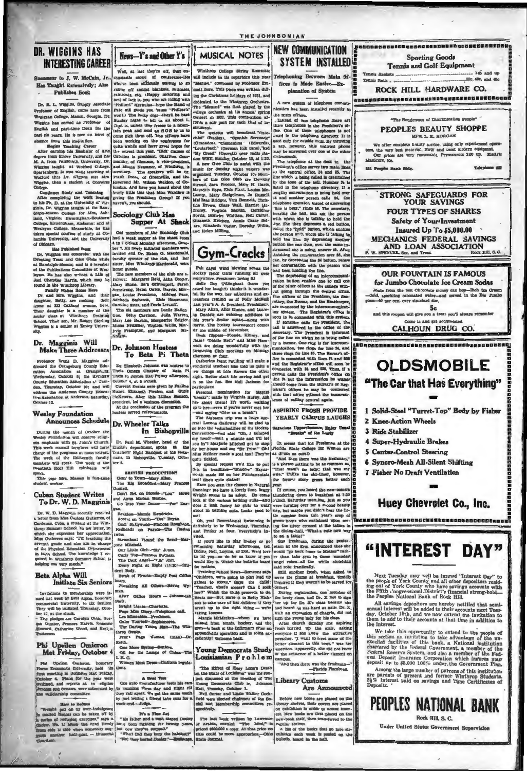## DR. WIGGINS HAS INTERESTING CAREER

**Successor to J. W. McCain, Jr., Has Taught Extensively; Also Publishes Book**

Dr. R. L. Wiggins, Supply Associate Professor of English, came here from Wesleyan College, Macon, Georgia. Dr. Wiggins has served as Professor of English and part-time Dean for the past six years. He is now on leave of absence from this institution.

**Begins Teaching Career**

After earning his Bachelor of Arts degree from Emory University, and his M. A. from Vanderbilt University, Dr. Wiggins taught at Wofford College, Spartanburg. It was while teaching at Wofford that Dr. Wiggins met Mrs. Wiggins, then a student at Converse College.

**Continues Study and Teaching**

After completing the work leading to his Ph. D. at the University of Virginia, Dr. Wiggins taught at the Randolph-Macon College for Men, Ashland, Virginia; Birmingham-Southern College, Birmingham, Alabama; and at Wesleyan College. Meanwhile, he has taken special courses of study at Columbia University, and the University of Chicago.

**Has Published Book**

Dr. Wiggins was connected with the Debating Team and Glee Club while at Randolph-Macon; and is a member of the Publications Committee at Wesleyan. He has also written a Life of Joel Chandler Harris, which may be found in the Winthrop Library.

**Family Makes Home Here**

Dr. and Mrs. Wiggins, and their daughter, Betty, are making their home at 333 Oakland avenue, here. Their daughter is a member of the senior class at Winthrop Training School. Their son, Mr. Robert Sterling Wiggins is a senior at Emory University.

## Dr. Magginis Will Make Three Addresses

Professor Willis D. Magginis addressed the Orangeburg County Education Association at Orangeburg, Wednesday, October 9; the Kershaw County Education Association at Camden, Thursday, October 10; and will address the Anderson County Education Association at Anderson, Saturday, October 12.

## Wesley Foundation Announces Schedule

During the month of October the Wesley Foundation will observe religious emphasis with St. John's Church. This week council members will have charge of the programs at noon retreat. The week of the thirteenth faculty members will speak. The week of the twentieth Rock Hill ministers will speak.

This year Mrs. Massey is full-time student worker.

## Cuban Student Writes To Dr. W. D. Magginis

Dr. W. D. Magginis recently received a letter from Miss Carlota Gutierrez, of Cardenas, Cuba, a student at the Winthrop Summer School. In her letter, in which she expresses her appreciation, Miss Gutierrez says: "I'm teaching the seventh grade and also am in charge of the Physical Education Department in High School. The knowledge I acquired in Winthrop Summer School is helping me very much."

## Beta Alpha Will Initiate Six Seniors

Invitations to membership were issued last week by Beta Alpha, honorary commercial fraternity, to the Seniors. They will be initiated Thursday, October 17, at the shack.

The pledges are Carolyn Cobb, Norma Gunter, Frances Harris, Rosanne Howard, Catherine Wood, and Evelyn Patterson.

## Phi Upsilon Omicron Met Friday, October 4

Phi Upsilon Omicron, honorary Home Economics fraternity, held its first meeting in Johnson Hall Friday, October 4. Plans for the year were outlined, and reports as to eligible juniors and seniors were submitted by the scholarship committee.

**How to Reduce**

"Weight put on by over-indulgence in malted flavors can be taken off by a series of reducing exercises," says a doctor. No. 1: Move the head firmly from side to side when somebody suggests another half-pint. — Humorist (London).

## News—Y's and Other Y's

Well, at last they're off, that enthusiastic crowd of conference-ites who've been anxiously waiting to go riding off amidst blankets, suitcases, raincoats, etc. (Happy motoring and best of luck to you who are riding with "Philbert" Kerhulas—hope the Hand of Fate will guide you 'cause "Philbert's" won't.) The lucky dogs—they'll be back Sunday night to tell us all about it. That is, unless they freeze to a mountain peak and send an S O S to us to come pick them off. The officers have been working on the conference for quite awhile and have great hopes for the retreat this year. "Dick" Gaines of Carolina is president, Charlton Commander, of Clemson, is vice-president, and Minna Neusner, of Winthrop, is secretary. The speakers will be Dr. Frank Pocis, of Greenville, and the Reverend Mr. Wilson Weldon, of Columbia. And have you heard about the lovely little tea that Miss Wardlaw is giving the Freshman Group? If you haven't, you should.

## Sociology Club Has Supper At Shack

Old members of the Sociology Club had a steak supper at the shack from 4 to 7 o'clock Monday afternoon, October 7. All newly initiated members were invited and Dr. Helen G. Macdonald, faculty sponsor of the club, and her sister, Miss Winifred Macdonald, were honor guests.

The new members of the club are as follows: Margaret Reid, Alta Cooper, Mary Stone, Sara Schlepert, Sarah Armstrong, Helen Oates, Harriet Morgan, Louise Prosalono, Mildred Duncan, Adelaide Seabrook, Elsie Hammond, Caroline Estes, and Doris Levenoff.

The old members are Lucile Bailey, Unc, Betty Carrison, Julia Warren, Mary Lee Barbin, Marguerite Zeigler, Minna Neusner, Virginia Willis, Marjorie Frampton, and Margaret McKnight.

## Dr. Johnson Hostess To Beta Pi Theta

Dr. Elizabeth Johnson was hostess to Theta Omega Chapter of Beta Pi Theta in Joynes Hall Friday afternoon, October 4, at 5 o'clock.

Current events were given by Pauline Nisbet, Elizabeth Plexico, and Susie McKeown. After this Lillian Benson, president, led a business discussion.

At the conclusion of the program the hostess served refreshments.

## Dr. Wheeler Talks In Bishopville

Dr. Paul M. Wheeler, head of the English department, spoke at the Teachers' Night Banquet of the Rotarians, in Bishopville, Tuesday, October 8.

**BRITISH PRODDCTION?**

Goin' to Town—Mary Allen.
The Big Broadcast—Mary Frances Gossett.
Don't Bet on Blonds—"Lou" Howe and Anna Marian Bashea.
Go Into Your Dance—"Pet" Durgan.
Reckless—Mamie Kendricks.
Accent on Youth—"Dee" Bryan.
Goin' Highwood—Frances Roughton.
Redheads on Parade—The Oaten twins.
Steamboat 'Round the Bend—Margaret Mitchell.
Our Little Girl—"Sis" Jones.
Curly Top—Frances Putnam.
The Dark Angel—"Jo" Hill.
Every Night at Eight (11:30)—Student Body.
Break of Hearts—Empty Post Office boxes.
Forsaking All Others—Bettie Wyman.
After Office Hours — Johnsonian Staff.
Bright Lights—Charlotte.
Page Miss Glory—Telephone call.
Les Miserables—Freshmen.
Calm Yourself—Sophomores.
The Daring Young Man—The Winthrop Swain.
Front Page Woman (man)—Dr. Keith.
One More Spring—Seniors.
Oil for the Lamps of China—The I. R. C.
Women Must Dress—Uniform regulations.

**A Real Test**

One auto manufacturer tests his cars by running them day and night till they fall apart. We got the same result by just letting a friend take ours for a week-end.—Judge.

**It's a Fine Art**

"Me father and a man named Dooley have been fighting for twenty years, but now they've stopped."
"Why? Did they bury the hatchet?"
"No; they buried Dooley."—Exchange.

## MUSICAL NOTES

Winthrop College String Ensemble will include in its repertoire this year "Menuet," composed by Professor Emmett Gore. This piece was written during the Christmas holidays of 1931, and dedicated to the Winthrop Orchestra. The "Menuet" was first played by the college orchestra at its annual spring concert in 1932. This composition affords a solo part for each kind of instrument.

The sextette will broadcast "Cantilena" (Radley), "Spanish Serenade" (Granados), "Clementine" (Edwards), "Lauterbach" (German folk tune), and "My Creed" (Garratt) over radio station WBT, Sunday, October 13, at 1:30.

A new Glee Club to assist with the music for Sunday night vespers was organized Tuesday, October 10. Members of this Glee Club are Dorothy Stroud, Sara Proctor, Mary H. Davis, Meredith Epps, Elsie Plant, Louise McLaurin, Mary Steigelman, Jo Russell, Mal Mae Bridges, Vera Bennett, Christine Brown, Clare Wall, Harriet McCrorey, Virginia Martin, Geraldine Morris, Beatrice Whitten, Nell Carter, Elizabeth Kitchens, Annie Grace Sellars, Elizabeth Tester, Dorothy Willis, and Helen Milling.

## Gym-Cracks

Fall days! Wind blowing across the hockey field! Girls running all over everywhere. Freshmen loving it!

Belle Bay Tillinghast (have you heard her laugh?) thinks it is wonderful. By the way, her adjectives and expressions remind us of Polly McNeill last year's A. A. president. Freshmen!

Mary Allen, Alice Hames, and Lucretia Daniels are welcome additions to this year's Senior squad—along with Jorrie. The hockey tournament comes off the middle of November.

Duck flippers—Fossie, Kinsey, and Hans! "Diddle Bell" and Miss Hamwaeck are doing wonderfully with the Swimming Club meetings on Monday afternoon at four.

Catherine Hunt Pauling will make a wonderful teacher! She told us quite a few things at Lake Sayers the other night. Better start life saving and get in on the fun. See Nell Jackson for particulars!

Personal nomination for biggest "break": made by Virginia Harby. Ask her about them! It's worth walking up to her—even if you've never met her—and saying "Give us a break"!

The Alabama trip was a huge success! Lorena Galloway will be glad to go into the technicalities of the Hockey Convention—and also "Oh, I bumped my head—wait a minute and I'll let you in"! Marjorie Mitchell got to stop by her house and see "Sir Prize." Oh! Miss Hellner made a goal too! They're quite thrilled.

By special request we'd like to put this in headlines—"Shadow" Haynsworth made 100 on her Fundamentals test! She's quite elated!

Have you seen the classes in Natural Dancing? We have a lovely time. Mary Wright seems to be adept. Do come look at the various bathing suits—and does it look funny for girls to walk about in bathing suits. Looks good to me!

Oh, yes! Recreational Swimming is definitely to be Wednesday, Thursday, and Friday at four. Everybody's invited.

If you'd like to play hockey or go swimming Saturday afternoons, tell Diddle, Nell, Lorena, or Dot. We'd love to let you—so do let us know if you would like it. Watch the bulletin board for notices.

Training School News—Someone says "Children, we're going to play and up son to take care of her children if they aren't up to the right thing — we're taking lessons.

Margie McMeekin—whom we have missed from tennis, hockey, and the gym—is back at the Infirmary after an appendicitis operation and is going excellently! Welcome back.

## Young Democrats Study Louisianian Problem

"The Effect of Huey Long's Death on the State of Louisiana" was the subject discussed at the meeting of The Young Democrats Club in Johnson Hall, Tuesday, October 1.

Nell Carter and Lassie Walker Cockfield were elected chairmen of the Social and Membership committees respectively.

The last book written by Lawrence of Arabia, entitled "The Mint," is priced $500,000 a copy. At that price no title could be more appropriate.—Ohio State Journal.

## NEW COMMUNICATION SYSTEM INSTALLED

**Telephoning Between Main Offices is Made Easier—Explanation of System**

A new system of telephone communication has been installed recently in the main offices.

Instead of one telephone there are three telephones in the President's office. One of these telephones is not listed in the telephone directory. It is used only for outside calls. By throwing a key, however, this unlisted phone may be answered over one of the other instruments.

The telephone at the desk in the President's office serves two main lines to the central office, 34 and 25. The line which is being called is determined by the tone of the bell. Number 34 is listed in the telephone directory. If a lengthy conversation is being held over 34 and another person calls 34, the telephone operator, instead of answering "line is busy," rings 25. The secretary, hearing the bell, can ask the person with whom she is talking to hold the line. She then depresses a red button, called the "hold" button, which enables the person with whom she is talking to hold the line. By depressing another button she can then, over the same instrument she is using, answer 25. After finishing the conversation over 25, she can, by depressing the 34 button, renew her conversation with the person who had been holding the line.

The depressing of an intercommunication button enables one to call one of the other offices of the college without going through the central office. The offices of the President, the Secretary, the Bursar, and the Bookkeeper, are connected by the intercommunicating system. The Registrar's office is soon to be connected with this system. If someone calls the President, the call is answered in the office of the secretary. The President is informed of the line on which he is being called by a buzzer. One ring is for intercommunication, two rings for line 34, and three rings for line 25. The Bursar's office is connected with lines 34 and 338 and the Registrar's office will soon be connected with 34 and 338. Thus, if a person calls the President's office on line 34 but the information he wishes should come from the Bursar's or Registrar's office he may be connected with that office without the inconvenience of calling central again.

## ASPIRING FROSH PROVIDE YEARLY CAMPUS LAUGHS

**Sagacious Upperclassmen Enjoy Usual "Breaks" of the Lowly**

(It seems that the Freshmen at the Florida State College for Women are as dumb as ours!)

"And then there was the freshman," is a phrase getting to be as common as, "That wasn't no lady; that was my wife." Unlike the old-timer, however, the former story grows better each year.

Of course, you heard the new-comers thundering down to breakfast at 7:30 o'clock Saturday morning, just as you were turning over for a second beauty nap, but maybe you didn't hear the little number from this year's crop of green-horns who exclaimed upon seeing the silver crossed at the tables in the dining hall, "What a cute new way to set a table!"

One freshman, during the posture exam at the gym, announced that she would "go back home to Mother" rather than take gym in those "immodest angel robes—all the while clutching said robe frantically.

Still another fresh, when asked to serve the plums at breakfast, timidly inquired if they weren't to be served for dessert.

During registration, one member of the lowly class, told Dr. X not to sign her up for Dr. X's class because she had heard he was hard as nails. Dr. X, with an expression of chagrin, did not sign the young lady for his class.

After church Sunday one aspiring fresh hurried up the aisle, asking everyone if she knew the attractive preacher. "I want to meet some of the better element in this town" was her assertion. Apparently, she did not know of the existence of a better element on campus.

"And then there was the freshman—"
—Florida Flambeau.

## Library Customs Are Announced

Before new books are placed on the library shelves, their covers are placed on exhibition in order to arouse interest. New books are first placed on the seven-day shelf, then transferred to the regular shelves.

A list of the books that go into circulation each week is posted on the bulletin board in the hall.

---

**Sporting Goods**
**Tennis and Golf Equipment**

Tennis Rackets ........................ 1.00 and up
Tennis Balls ........................ 35c, 40c, and 45c

**ROCK HILL HARDWARE CO.**

---

"The Rendezvous of Discriminating People"

**PEOPLES BEAUTY SHOPPE**

MRS. L. K. MORGAN

We offer complete beauty service, using only experienced operators, the very best material, NEW and most modern equipment. Our prices are very reasonable. Permanents 2.00 up. Electric Manicure, 50c.

211 Peoples Bank Bldg. Telephone 682

---

**STRONG SAFEGUARDS FOR YOUR SAVINGS**
**FOUR TYPES OF SHARES**
**Safety of Your Investment**
**Insured Up To $5,000.00**
**MECHANICS FEDERAL SAVINGS AND LOAN ASSOCIATION**

P. W. SPENCER, Sec. and Treas. Rock Hill, S. C.

---

**OUR FOUNTAIN IS FAMOUS**
**for Jumbo Chocolate Ice Cream Sodas**

Made from the best Chocolate money can buy—Rich Ice Cream—Cold, sparkling carbonated water—and served in the Big Jumbo glass—40 per cent over standard size.

**5c**

and this coupon will give you a treat you'll always remember

Come in and get acquainted

**CALHOUN DRUG CO.**

---

# OLDSMOBILE

**"The Car that Has Everything"**

1. Solid-Steel "Turret-Top" Body by Fisher
2. Knee-Action Wheels
3. Ride Stabilizer
4. Super-Hydraulic Brakes
5. Center-Control Steering
6. Syncro-Mesh All-Silent Shifting
7. Fisher No Draft Ventilation

**Huey Chevrolet Co., Inc.**

---

# "INTEREST DAY"

Next Tuesday may well be termed "Interest Day" to the people of York County and all other depositors residing out of York County who have savings accounts with the Fifth Congressional District's financial strong-hold—the Peoples National Bank of Rock Hill.

All savings depositors are hereby notified that semi-annual interest will be added to their accounts next Tuesday, October 15th, and we now extend the invitation to them to add to their accounts at that time in addition to the interest.

We take this opportunity to extend to the people of this section an invitation to take advantage of the unexcelled facilities of this bank, a National institution chartered by the Federal Government, a member of the Federal Reserve System, and a member of the Federal Deposit Insurance Corporation which insures your deposit up to $5,000 100% under the Government Plan.

Among the large number of patrons of this institution are parents of present and former Winthrop Students. 2½% Interest paid on savings and Time Certificates of Deposits.

**PEOPLES NATIONAL BANK**

Rock Hill, S. C.

Under United States Government Supervision